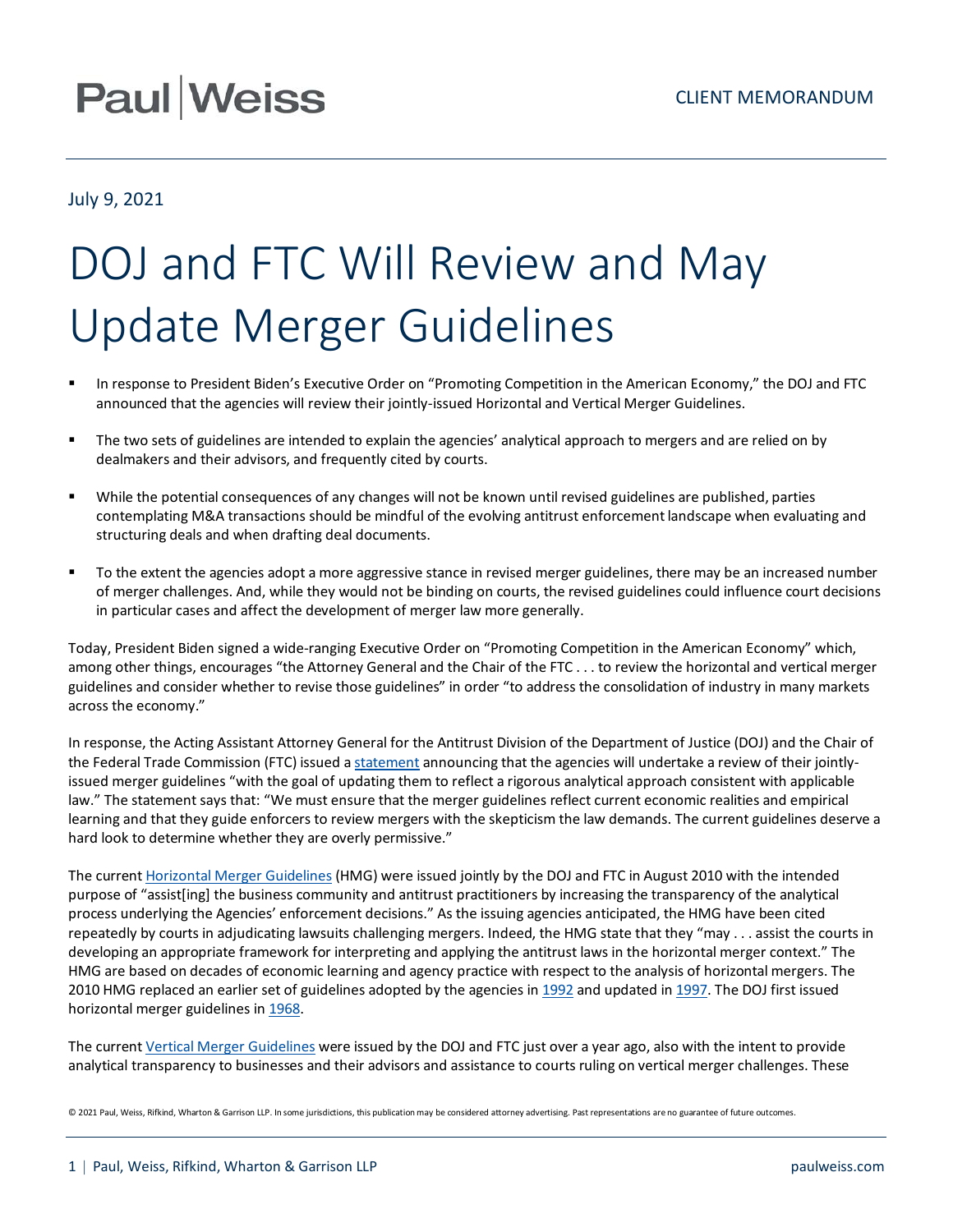Paul|Weiss

CLIENT MEMORANDUM

July 9, 2021

# DOJ and FTC Will Review and May Update Merger Guidelines

- In response to President Biden's Executive Order on "Promoting Competition in the American Economy," the DOJ and FTC announced that the agencies will review their jointly-issued Horizontal and Vertical Merger Guidelines.
- The two sets of guidelines are intended to explain the agencies' analytical approach to mergers and are relied on by dealmakers and their advisors, and frequently cited by courts.
- While the potential consequences of any changes will not be known until revised guidelines are published, parties contemplating M&A transactions should be mindful of the evolving antitrust enforcement landscape when evaluating and structuring deals and when drafting deal documents.
- To the extent the agencies adopt a more aggressive stance in revised merger guidelines, there may be an increased number of merger challenges. And, while they would not be binding on courts, the revised guidelines could influence court decisions in particular cases and affect the development of merger law more generally.

Today, President Biden signed a wide-ranging Executive Order on "Promoting Competition in the American Economy" which, among other things, encourages "the Attorney General and the Chair of the FTC . . . to review the horizontal and vertical merger guidelines and consider whether to revise those guidelines" in order "to address the consolidation of industry in many markets across the economy."

In response, the Acting Assistant Attorney General for the Antitrust Division of the Department of Justice (DOJ) and the Chair of the Federal Trade Commission (FTC) issued a statement announcing that the agencies will undertake a review of their jointly-issued merger guidelines "with the goal of updating them to reflect a rigorous analytical approach consistent with applicable law." The statement says that: "We must ensure that the merger guidelines reflect current economic realities and empirical learning and that they guide enforcers to review mergers with the skepticism the law demands. The current guidelines deserve a hard look to determine whether they are overly permissive."

The current Horizontal Merger Guidelines (HMG) were issued jointly by the DOJ and FTC in August 2010 with the intended purpose of "assist[ing] the business community and antitrust practitioners by increasing the transparency of the analytical process underlying the Agencies' enforcement decisions." As the issuing agencies anticipated, the HMG have been cited repeatedly by courts in adjudicating lawsuits challenging mergers. Indeed, the HMG state that they "may . . . assist the courts in developing an appropriate framework for interpreting and applying the antitrust laws in the horizontal merger context." The HMG are based on decades of economic learning and agency practice with respect to the analysis of horizontal mergers. The 2010 HMG replaced an earlier set of guidelines adopted by the agencies in 1992 and updated in 1997. The DOJ first issued horizontal merger guidelines in 1968.

The current Vertical Merger Guidelines were issued by the DOJ and FTC just over a year ago, also with the intent to provide analytical transparency to businesses and their advisors and assistance to courts ruling on vertical merger challenges. These

© 2021 Paul, Weiss, Rifkind, Wharton & Garrison LLP. In some jurisdictions, this publication may be considered attorney advertising. Past representations are no guarantee of future outcomes.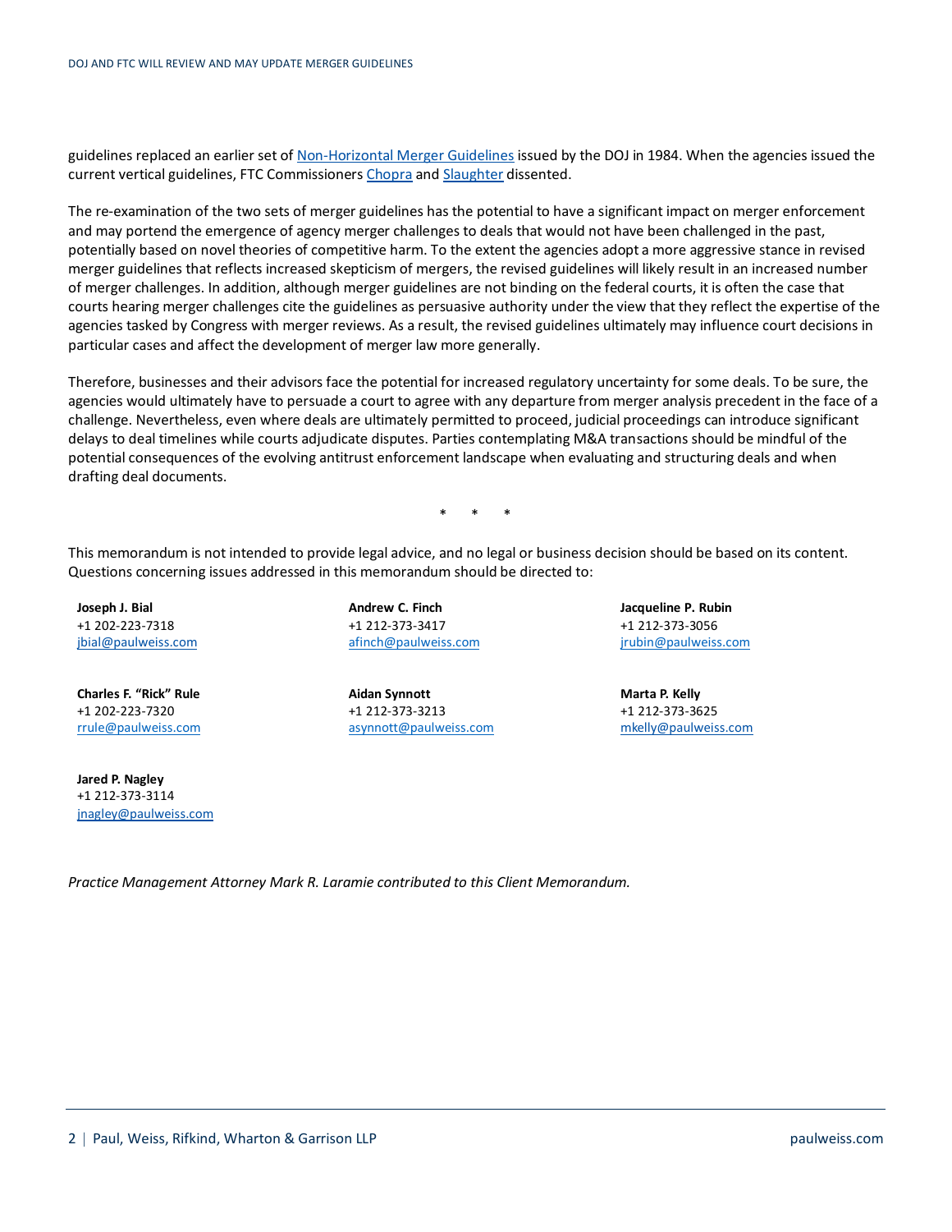guidelines replaced an earlier set of Non-Horizontal Merger Guidelines issued by the DOJ in 1984. When the agencies issued the current vertical guidelines, FTC Commissioners Chopra and Slaughter dissented.

The re-examination of the two sets of merger guidelines has the potential to have a significant impact on merger enforcement and may portend the emergence of agency merger challenges to deals that would not have been challenged in the past, potentially based on novel theories of competitive harm. To the extent the agencies adopt a more aggressive stance in revised merger guidelines that reflects increased skepticism of mergers, the revised guidelines will likely result in an increased number of merger challenges. In addition, although merger guidelines are not binding on the federal courts, it is often the case that courts hearing merger challenges cite the guidelines as persuasive authority under the view that they reflect the expertise of the agencies tasked by Congress with merger reviews. As a result, the revised guidelines ultimately may influence court decisions in particular cases and affect the development of merger law more generally.

Therefore, businesses and their advisors face the potential for increased regulatory uncertainty for some deals. To be sure, the agencies would ultimately have to persuade a court to agree with any departure from merger analysis precedent in the face of a challenge. Nevertheless, even where deals are ultimately permitted to proceed, judicial proceedings can introduce significant delays to deal timelines while courts adjudicate disputes. Parties contemplating M&A transactions should be mindful of the potential consequences of the evolving antitrust enforcement landscape when evaluating and structuring deals and when drafting deal documents.

\* \* \*

This memorandum is not intended to provide legal advice, and no legal or business decision should be based on its content. Questions concerning issues addressed in this memorandum should be directed to:

**Joseph J. Bial**
+1 202-223-7318
jbial@paulweiss.com

**Andrew C. Finch**
+1 212-373-3417
afinch@paulweiss.com

**Jacqueline P. Rubin**
+1 212-373-3056
jrubin@paulweiss.com

**Charles F. "Rick" Rule**
+1 202-223-7320
rrule@paulweiss.com

**Aidan Synnott**
+1 212-373-3213
asynnott@paulweiss.com

**Marta P. Kelly**
+1 212-373-3625
mkelly@paulweiss.com

**Jared P. Nagley**
+1 212-373-3114
jnagley@paulweiss.com

*Practice Management Attorney Mark R. Laramie contributed to this Client Memorandum.*